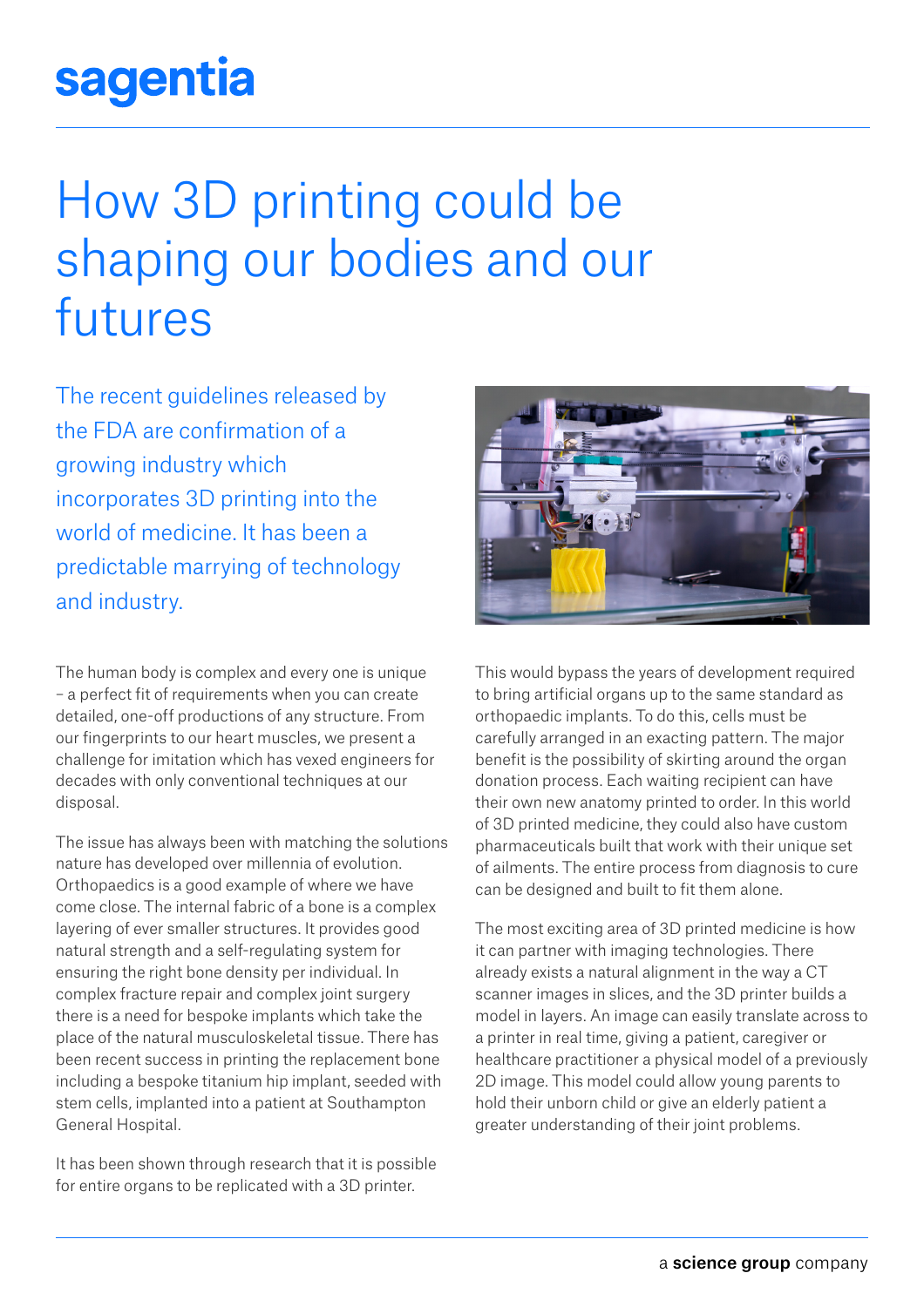sagentia

# How 3D printing could be shaping our bodies and our futures

The recent guidelines released by the FDA are confirmation of a growing industry which incorporates 3D printing into the world of medicine. It has been a predictable marrying of technology and industry.

The human body is complex and every one is unique – a perfect fit of requirements when you can create detailed, one-off productions of any structure. From our fingerprints to our heart muscles, we present a challenge for imitation which has vexed engineers for decades with only conventional techniques at our disposal.

The issue has always been with matching the solutions nature has developed over millennia of evolution. Orthopaedics is a good example of where we have come close. The internal fabric of a bone is a complex layering of ever smaller structures. It provides good natural strength and a self-regulating system for ensuring the right bone density per individual. In complex fracture repair and complex joint surgery there is a need for bespoke implants which take the place of the natural musculoskeletal tissue. There has been recent success in printing the replacement bone including a bespoke titanium hip implant, seeded with stem cells, implanted into a patient at Southampton General Hospital.

It has been shown through research that it is possible for entire organs to be replicated with a 3D printer. This would bypass the years of development required to bring artificial organs up to the same standard as orthopaedic implants. To do this, cells must be carefully arranged in an exacting pattern. The major benefit is the possibility of skirting around the organ donation process. Each waiting recipient can have their own new anatomy printed to order. In this world of 3D printed medicine, they could also have custom pharmaceuticals built that work with their unique set of ailments. The entire process from diagnosis to cure can be designed and built to fit them alone.

The most exciting area of 3D printed medicine is how it can partner with imaging technologies. There already exists a natural alignment in the way a CT scanner images in slices, and the 3D printer builds a model in layers. An image can easily translate across to a printer in real time, giving a patient, caregiver or healthcare practitioner a physical model of a previously 2D image. This model could allow young parents to hold their unborn child or give an elderly patient a greater understanding of their joint problems.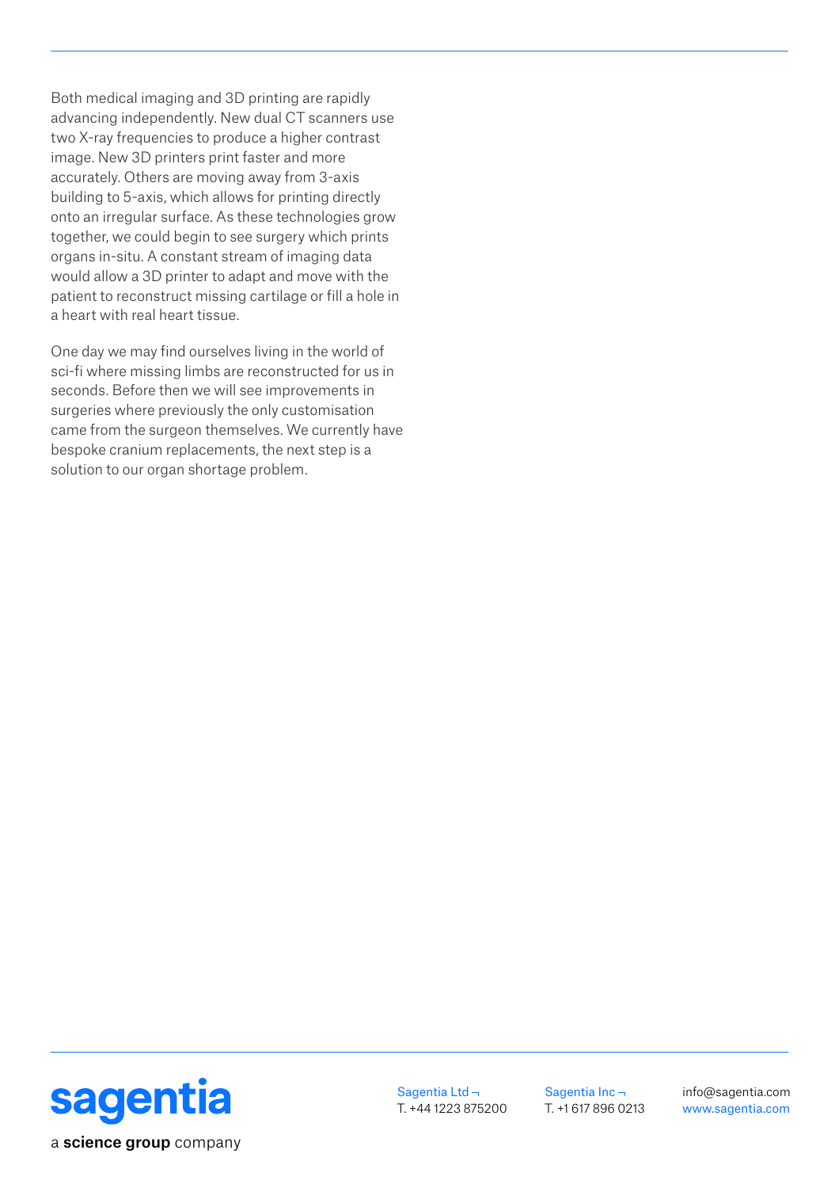Both medical imaging and 3D printing are rapidly advancing independently. New dual CT scanners use two X-ray frequencies to produce a higher contrast image. New 3D printers print faster and more accurately. Others are moving away from 3-axis building to 5-axis, which allows for printing directly onto an irregular surface. As these technologies grow together, we could begin to see surgery which prints organs in-situ. A constant stream of imaging data would allow a 3D printer to adapt and move with the patient to reconstruct missing cartilage or fill a hole in a heart with real heart tissue.

One day we may find ourselves living in the world of sci-fi where missing limbs are reconstructed for us in seconds. Before then we will see improvements in surgeries where previously the only customisation came from the surgeon themselves. We currently have bespoke cranium replacements, the next step is a solution to our organ shortage problem.

sagentia

a **science group** company

Sagentia Ltd ¬
T. +44 1223 875200

Sagentia Inc ¬
T. +1 617 896 0213

info@sagentia.com
www.sagentia.com